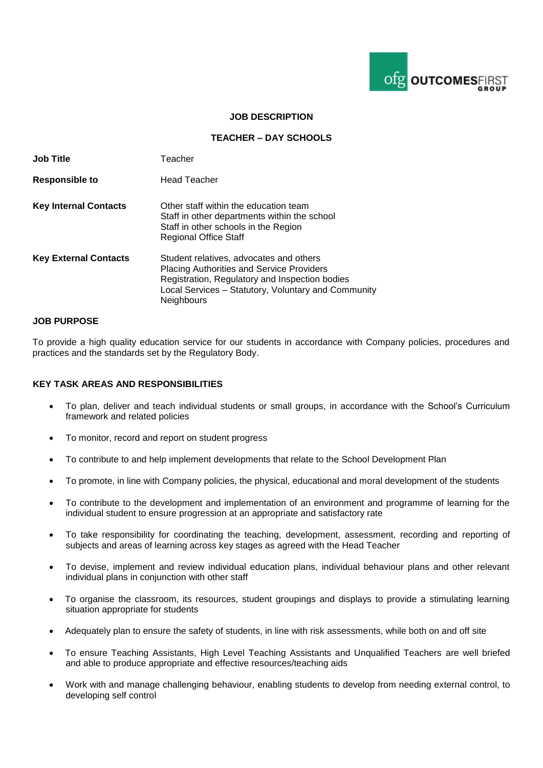**JOB DESCRIPTION**

**TEACHER – DAY SCHOOLS**

| | |
|---|---|
| **Job Title** | Teacher |
| **Responsible to** | Head Teacher |
| **Key Internal Contacts** | Other staff within the education team<br>Staff in other departments within the school<br>Staff in other schools in the Region<br>Regional Office Staff |
| **Key External Contacts** | Student relatives, advocates and others<br>Placing Authorities and Service Providers<br>Registration, Regulatory and Inspection bodies<br>Local Services – Statutory, Voluntary and Community<br>Neighbours |

**JOB PURPOSE**

To provide a high quality education service for our students in accordance with Company policies, procedures and practices and the standards set by the Regulatory Body.

**KEY TASK AREAS AND RESPONSIBILITIES**

- To plan, deliver and teach individual students or small groups, in accordance with the School's Curriculum framework and related policies
- To monitor, record and report on student progress
- To contribute to and help implement developments that relate to the School Development Plan
- To promote, in line with Company policies, the physical, educational and moral development of the students
- To contribute to the development and implementation of an environment and programme of learning for the individual student to ensure progression at an appropriate and satisfactory rate
- To take responsibility for coordinating the teaching, development, assessment, recording and reporting of subjects and areas of learning across key stages as agreed with the Head Teacher
- To devise, implement and review individual education plans, individual behaviour plans and other relevant individual plans in conjunction with other staff
- To organise the classroom, its resources, student groupings and displays to provide a stimulating learning situation appropriate for students
- Adequately plan to ensure the safety of students, in line with risk assessments, while both on and off site
- To ensure Teaching Assistants, High Level Teaching Assistants and Unqualified Teachers are well briefed and able to produce appropriate and effective resources/teaching aids
- Work with and manage challenging behaviour, enabling students to develop from needing external control, to developing self control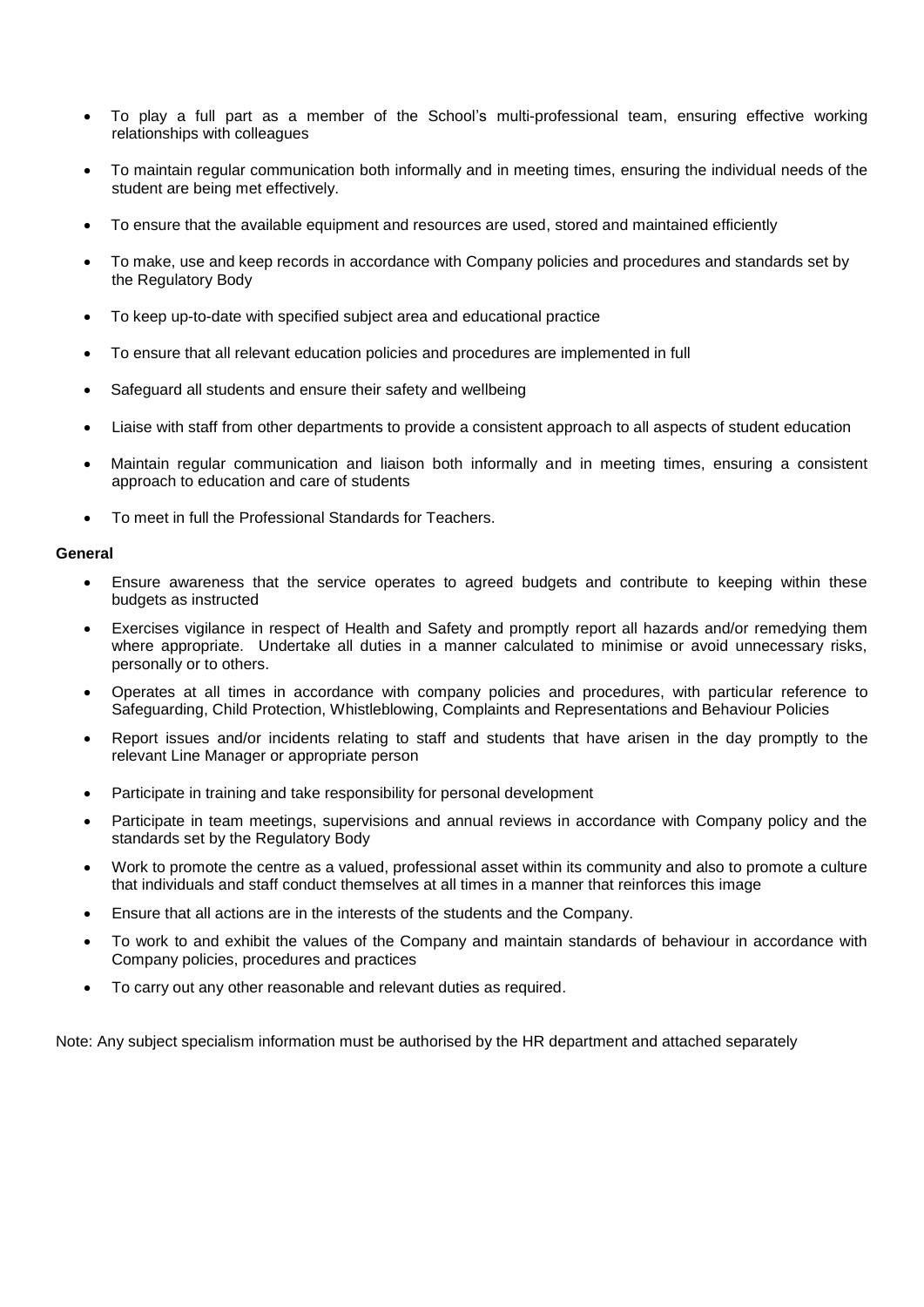- To play a full part as a member of the School's multi-professional team, ensuring effective working relationships with colleagues
- To maintain regular communication both informally and in meeting times, ensuring the individual needs of the student are being met effectively.
- To ensure that the available equipment and resources are used, stored and maintained efficiently
- To make, use and keep records in accordance with Company policies and procedures and standards set by the Regulatory Body
- To keep up-to-date with specified subject area and educational practice
- To ensure that all relevant education policies and procedures are implemented in full
- Safeguard all students and ensure their safety and wellbeing
- Liaise with staff from other departments to provide a consistent approach to all aspects of student education
- Maintain regular communication and liaison both informally and in meeting times, ensuring a consistent approach to education and care of students
- To meet in full the Professional Standards for Teachers.

**General**

- Ensure awareness that the service operates to agreed budgets and contribute to keeping within these budgets as instructed
- Exercises vigilance in respect of Health and Safety and promptly report all hazards and/or remedying them where appropriate. Undertake all duties in a manner calculated to minimise or avoid unnecessary risks, personally or to others.
- Operates at all times in accordance with company policies and procedures, with particular reference to Safeguarding, Child Protection, Whistleblowing, Complaints and Representations and Behaviour Policies
- Report issues and/or incidents relating to staff and students that have arisen in the day promptly to the relevant Line Manager or appropriate person
- Participate in training and take responsibility for personal development
- Participate in team meetings, supervisions and annual reviews in accordance with Company policy and the standards set by the Regulatory Body
- Work to promote the centre as a valued, professional asset within its community and also to promote a culture that individuals and staff conduct themselves at all times in a manner that reinforces this image
- Ensure that all actions are in the interests of the students and the Company.
- To work to and exhibit the values of the Company and maintain standards of behaviour in accordance with Company policies, procedures and practices
- To carry out any other reasonable and relevant duties as required.

Note: Any subject specialism information must be authorised by the HR department and attached separately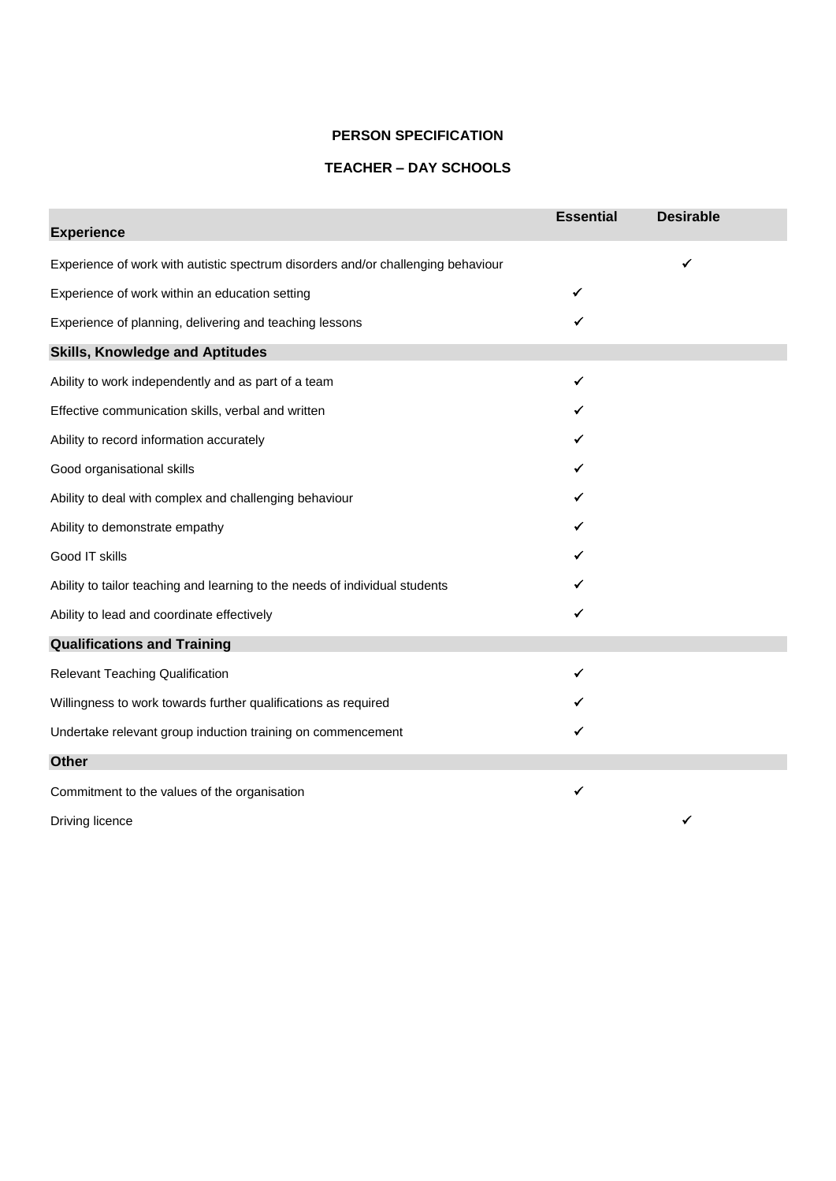**PERSON SPECIFICATION**

**TEACHER – DAY SCHOOLS**

| **Experience** | **Essential** | **Desirable** |
|---|---|---|
| Experience of work with autistic spectrum disorders and/or challenging behaviour | | ✓ |
| Experience of work within an education setting | ✓ | |
| Experience of planning, delivering and teaching lessons | ✓ | |
| **Skills, Knowledge and Aptitudes** | | |
| Ability to work independently and as part of a team | ✓ | |
| Effective communication skills, verbal and written | ✓ | |
| Ability to record information accurately | ✓ | |
| Good organisational skills | ✓ | |
| Ability to deal with complex and challenging behaviour | ✓ | |
| Ability to demonstrate empathy | ✓ | |
| Good IT skills | ✓ | |
| Ability to tailor teaching and learning to the needs of individual students | ✓ | |
| Ability to lead and coordinate effectively | ✓ | |
| **Qualifications and Training** | | |
| Relevant Teaching Qualification | ✓ | |
| Willingness to work towards further qualifications as required | ✓ | |
| Undertake relevant group induction training on commencement | ✓ | |
| **Other** | | |
| Commitment to the values of the organisation | ✓ | |
| Driving licence | | ✓ |